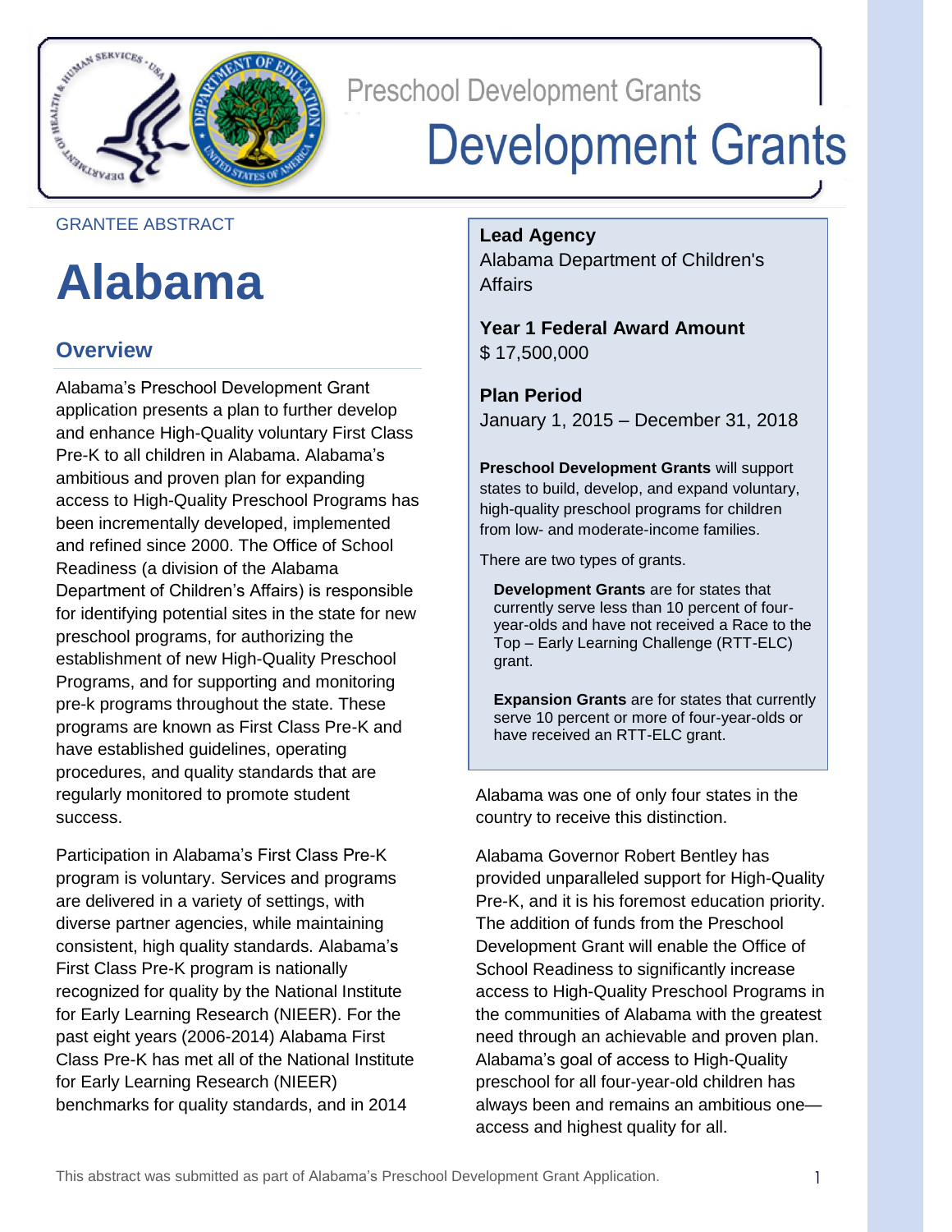Preschool Development Grants

# Development Grants

GRANTEE ABSTRACT

# Alabama

## Overview

Alabama's Preschool Development Grant application presents a plan to further develop and enhance High-Quality voluntary First Class Pre-K to all children in Alabama. Alabama's ambitious and proven plan for expanding access to High-Quality Preschool Programs has been incrementally developed, implemented and refined since 2000. The Office of School Readiness (a division of the Alabama Department of Children's Affairs) is responsible for identifying potential sites in the state for new preschool programs, for authorizing the establishment of new High-Quality Preschool Programs, and for supporting and monitoring pre-k programs throughout the state. These programs are known as First Class Pre-K and have established guidelines, operating procedures, and quality standards that are regularly monitored to promote student success.

Participation in Alabama's First Class Pre-K program is voluntary. Services and programs are delivered in a variety of settings, with diverse partner agencies, while maintaining consistent, high quality standards. Alabama's First Class Pre-K program is nationally recognized for quality by the National Institute for Early Learning Research (NIEER). For the past eight years (2006-2014) Alabama First Class Pre-K has met all of the National Institute for Early Learning Research (NIEER) benchmarks for quality standards, and in 2014

**Lead Agency**
Alabama Department of Children's Affairs

**Year 1 Federal Award Amount**
$ 17,500,000

**Plan Period**
January 1, 2015 – December 31, 2018

**Preschool Development Grants** will support states to build, develop, and expand voluntary, high-quality preschool programs for children from low- and moderate-income families.

There are two types of grants.

**Development Grants** are for states that currently serve less than 10 percent of four-year-olds and have not received a Race to the Top – Early Learning Challenge (RTT-ELC) grant.

**Expansion Grants** are for states that currently serve 10 percent or more of four-year-olds or have received an RTT-ELC grant.

Alabama was one of only four states in the country to receive this distinction.

Alabama Governor Robert Bentley has provided unparalleled support for High-Quality Pre-K, and it is his foremost education priority. The addition of funds from the Preschool Development Grant will enable the Office of School Readiness to significantly increase access to High-Quality Preschool Programs in the communities of Alabama with the greatest need through an achievable and proven plan. Alabama's goal of access to High-Quality preschool for all four-year-old children has always been and remains an ambitious one—access and highest quality for all.

This abstract was submitted as part of Alabama's Preschool Development Grant Application.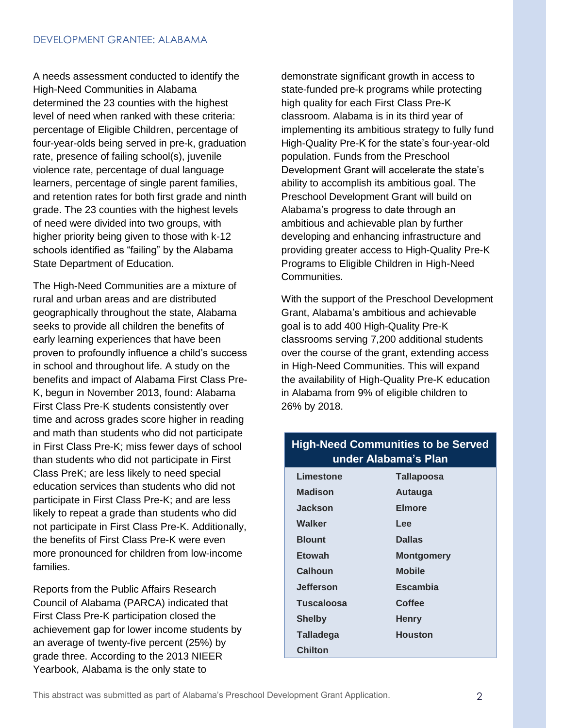DEVELOPMENT GRANTEE: ALABAMA

A needs assessment conducted to identify the High-Need Communities in Alabama determined the 23 counties with the highest level of need when ranked with these criteria: percentage of Eligible Children, percentage of four-year-olds being served in pre-k, graduation rate, presence of failing school(s), juvenile violence rate, percentage of dual language learners, percentage of single parent families, and retention rates for both first grade and ninth grade. The 23 counties with the highest levels of need were divided into two groups, with higher priority being given to those with k-12 schools identified as "failing" by the Alabama State Department of Education.

The High-Need Communities are a mixture of rural and urban areas and are distributed geographically throughout the state, Alabama seeks to provide all children the benefits of early learning experiences that have been proven to profoundly influence a child's success in school and throughout life. A study on the benefits and impact of Alabama First Class Pre-K, begun in November 2013, found: Alabama First Class Pre-K students consistently over time and across grades score higher in reading and math than students who did not participate in First Class Pre-K; miss fewer days of school than students who did not participate in First Class PreK; are less likely to need special education services than students who did not participate in First Class Pre-K; and are less likely to repeat a grade than students who did not participate in First Class Pre-K. Additionally, the benefits of First Class Pre-K were even more pronounced for children from low-income families.

Reports from the Public Affairs Research Council of Alabama (PARCA) indicated that First Class Pre-K participation closed the achievement gap for lower income students by an average of twenty-five percent (25%) by grade three. According to the 2013 NIEER Yearbook, Alabama is the only state to demonstrate significant growth in access to state-funded pre-k programs while protecting high quality for each First Class Pre-K classroom. Alabama is in its third year of implementing its ambitious strategy to fully fund High-Quality Pre-K for the state's four-year-old population. Funds from the Preschool Development Grant will accelerate the state's ability to accomplish its ambitious goal. The Preschool Development Grant will build on Alabama's progress to date through an ambitious and achievable plan by further developing and enhancing infrastructure and providing greater access to High-Quality Pre-K Programs to Eligible Children in High-Need Communities.

With the support of the Preschool Development Grant, Alabama's ambitious and achievable goal is to add 400 High-Quality Pre-K classrooms serving 7,200 additional students over the course of the grant, extending access in High-Need Communities. This will expand the availability of High-Quality Pre-K education in Alabama from 9% of eligible children to 26% by 2018.

**High-Need Communities to be Served under Alabama's Plan**

| | |
|---|---|
| **Limestone** | **Tallapoosa** |
| **Madison** | **Autauga** |
| **Jackson** | **Elmore** |
| **Walker** | **Lee** |
| **Blount** | **Dallas** |
| **Etowah** | **Montgomery** |
| **Calhoun** | **Mobile** |
| **Jefferson** | **Escambia** |
| **Tuscaloosa** | **Coffee** |
| **Shelby** | **Henry** |
| **Talladega** | **Houston** |
| **Chilton** | |

This abstract was submitted as part of Alabama's Preschool Development Grant Application.